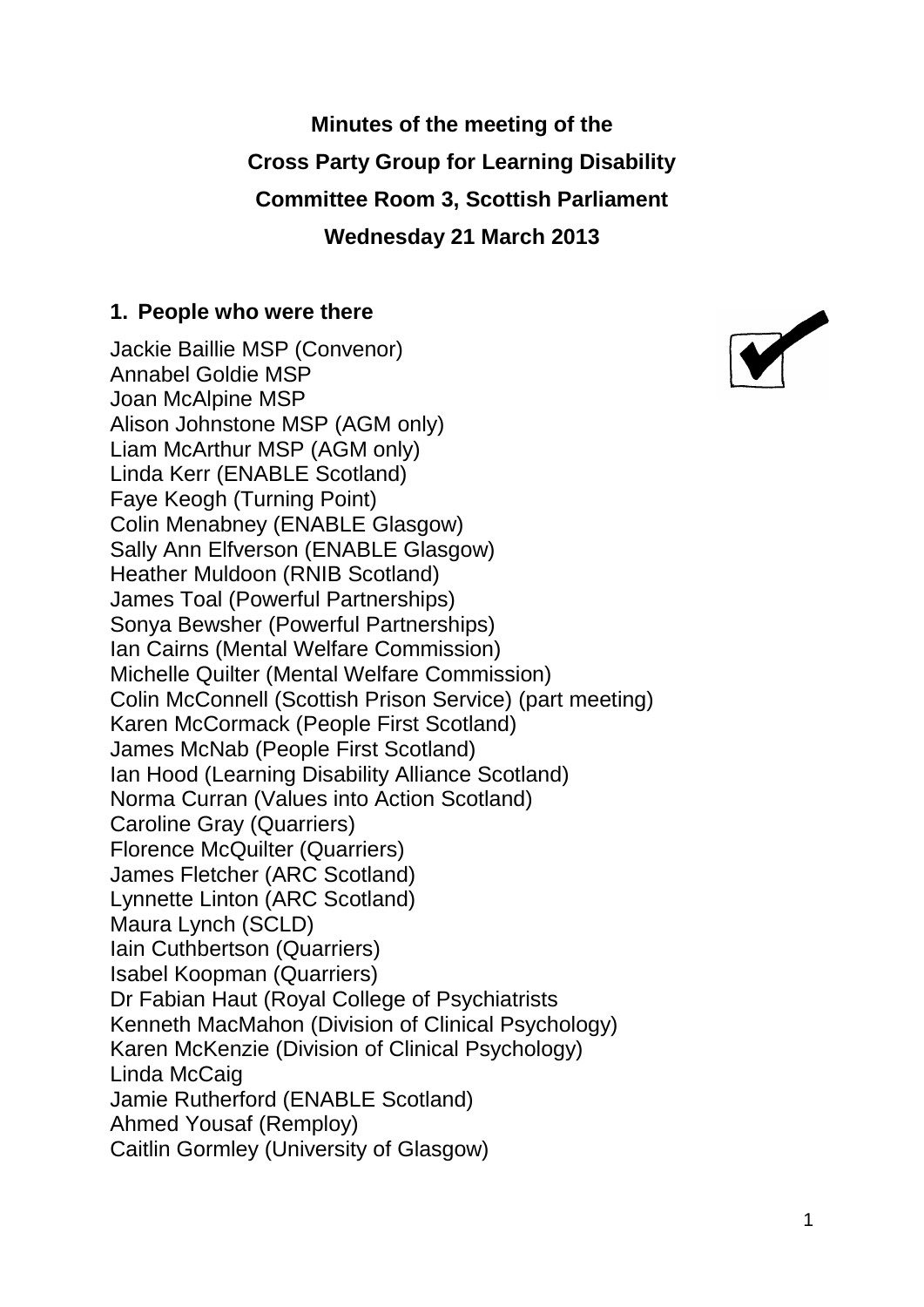**Minutes of the meeting of the**

**Cross Party Group for Learning Disability**

**Committee Room 3, Scottish Parliament**

**Wednesday 21 March 2013**

## 1. People who were there

Jackie Baillie MSP (Convenor)
Annabel Goldie MSP
Joan McAlpine MSP
Alison Johnstone MSP (AGM only)
Liam McArthur MSP (AGM only)
Linda Kerr (ENABLE Scotland)
Faye Keogh (Turning Point)
Colin Menabney (ENABLE Glasgow)
Sally Ann Elfverson (ENABLE Glasgow)
Heather Muldoon (RNIB Scotland)
James Toal (Powerful Partnerships)
Sonya Bewsher (Powerful Partnerships)
Ian Cairns (Mental Welfare Commission)
Michelle Quilter (Mental Welfare Commission)
Colin McConnell (Scottish Prison Service) (part meeting)
Karen McCormack (People First Scotland)
James McNab (People First Scotland)
Ian Hood (Learning Disability Alliance Scotland)
Norma Curran (Values into Action Scotland)
Caroline Gray (Quarriers)
Florence McQuilter (Quarriers)
James Fletcher (ARC Scotland)
Lynnette Linton (ARC Scotland)
Maura Lynch (SCLD)
Iain Cuthbertson (Quarriers)
Isabel Koopman (Quarriers)
Dr Fabian Haut (Royal College of Psychiatrists
Kenneth MacMahon (Division of Clinical Psychology)
Karen McKenzie (Division of Clinical Psychology)
Linda McCaig
Jamie Rutherford (ENABLE Scotland)
Ahmed Yousaf (Remploy)
Caitlin Gormley (University of Glasgow)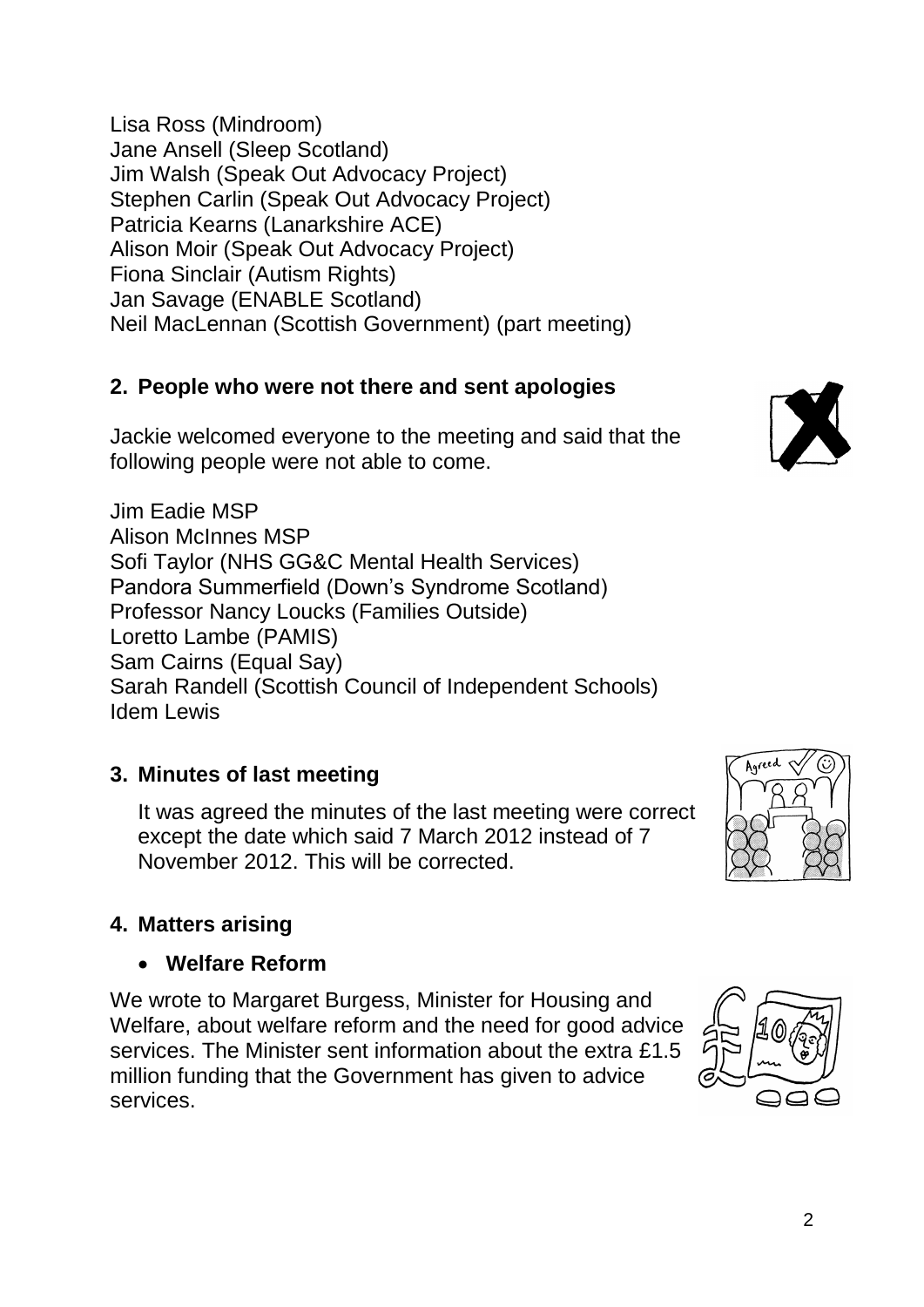Lisa Ross (Mindroom)
Jane Ansell (Sleep Scotland)
Jim Walsh (Speak Out Advocacy Project)
Stephen Carlin (Speak Out Advocacy Project)
Patricia Kearns (Lanarkshire ACE)
Alison Moir (Speak Out Advocacy Project)
Fiona Sinclair (Autism Rights)
Jan Savage (ENABLE Scotland)
Neil MacLennan (Scottish Government) (part meeting)

## 2. People who were not there and sent apologies

Jackie welcomed everyone to the meeting and said that the following people were not able to come.

Jim Eadie MSP
Alison McInnes MSP
Sofi Taylor (NHS GG&C Mental Health Services)
Pandora Summerfield (Down's Syndrome Scotland)
Professor Nancy Loucks (Families Outside)
Loretto Lambe (PAMIS)
Sam Cairns (Equal Say)
Sarah Randell (Scottish Council of Independent Schools)
Idem Lewis

## 3. Minutes of last meeting

It was agreed the minutes of the last meeting were correct except the date which said 7 March 2012 instead of 7 November 2012. This will be corrected.

## 4. Matters arising

- **Welfare Reform**

We wrote to Margaret Burgess, Minister for Housing and Welfare, about welfare reform and the need for good advice services. The Minister sent information about the extra £1.5 million funding that the Government has given to advice services.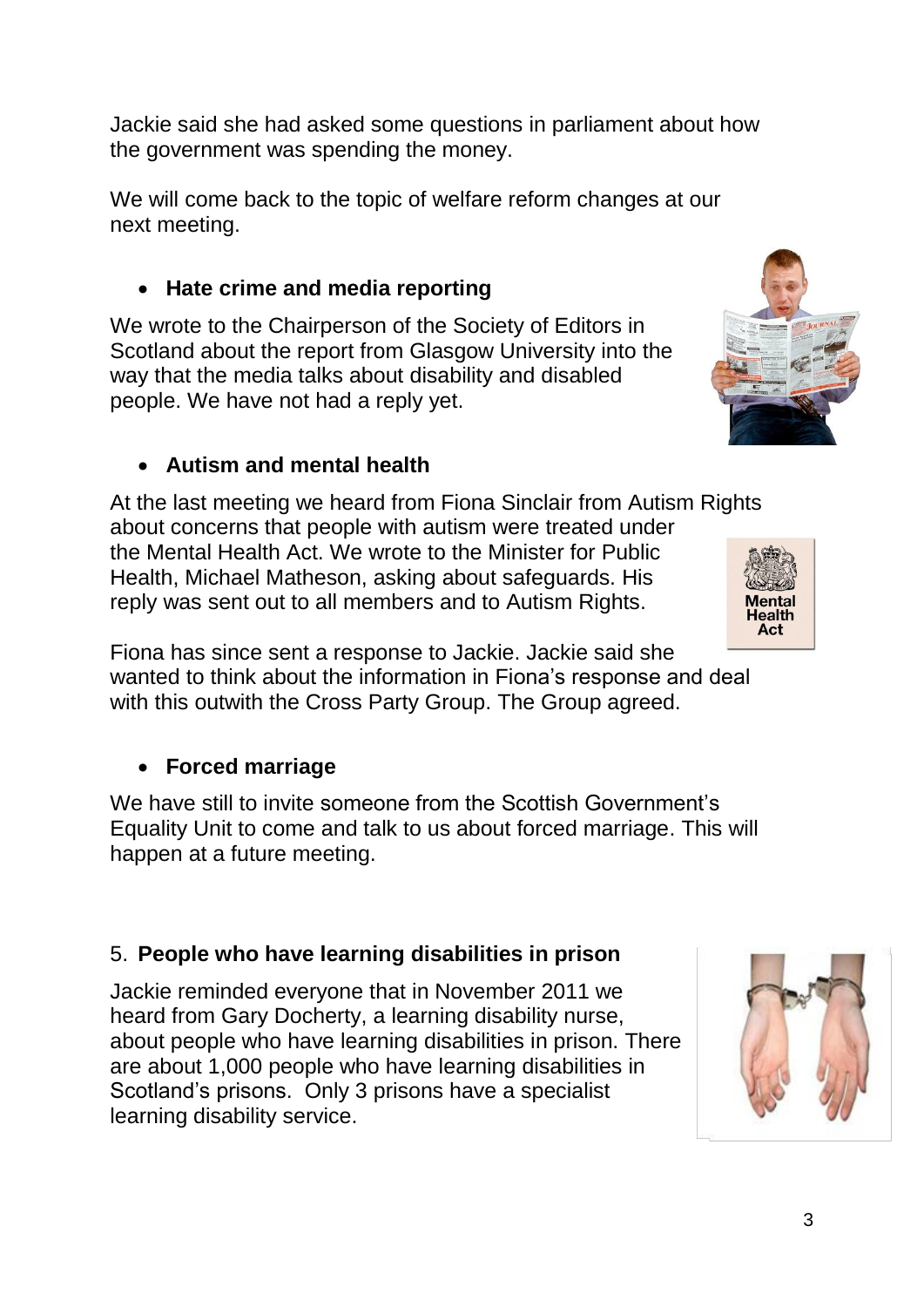Jackie said she had asked some questions in parliament about how the government was spending the money.

We will come back to the topic of welfare reform changes at our next meeting.

- **Hate crime and media reporting**

We wrote to the Chairperson of the Society of Editors in Scotland about the report from Glasgow University into the way that the media talks about disability and disabled people. We have not had a reply yet.

- **Autism and mental health**

At the last meeting we heard from Fiona Sinclair from Autism Rights about concerns that people with autism were treated under the Mental Health Act. We wrote to the Minister for Public Health, Michael Matheson, asking about safeguards. His reply was sent out to all members and to Autism Rights.

Fiona has since sent a response to Jackie. Jackie said she wanted to think about the information in Fiona's response and deal with this outwith the Cross Party Group. The Group agreed.

- **Forced marriage**

We have still to invite someone from the Scottish Government's Equality Unit to come and talk to us about forced marriage. This will happen at a future meeting.

## 5. **People who have learning disabilities in prison**

Jackie reminded everyone that in November 2011 we heard from Gary Docherty, a learning disability nurse, about people who have learning disabilities in prison. There are about 1,000 people who have learning disabilities in Scotland's prisons. Only 3 prisons have a specialist learning disability service.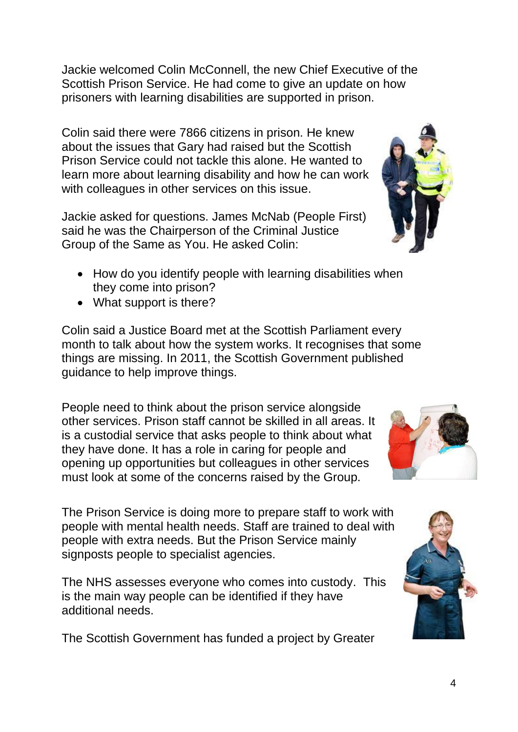Jackie welcomed Colin McConnell, the new Chief Executive of the Scottish Prison Service. He had come to give an update on how prisoners with learning disabilities are supported in prison.

Colin said there were 7866 citizens in prison. He knew about the issues that Gary had raised but the Scottish Prison Service could not tackle this alone. He wanted to learn more about learning disability and how he can work with colleagues in other services on this issue.

Jackie asked for questions. James McNab (People First) said he was the Chairperson of the Criminal Justice Group of the Same as You. He asked Colin:

- How do you identify people with learning disabilities when they come into prison?
- What support is there?

Colin said a Justice Board met at the Scottish Parliament every month to talk about how the system works. It recognises that some things are missing. In 2011, the Scottish Government published guidance to help improve things.

People need to think about the prison service alongside other services. Prison staff cannot be skilled in all areas. It is a custodial service that asks people to think about what they have done. It has a role in caring for people and opening up opportunities but colleagues in other services must look at some of the concerns raised by the Group.

The Prison Service is doing more to prepare staff to work with people with mental health needs. Staff are trained to deal with people with extra needs. But the Prison Service mainly signposts people to specialist agencies.

The NHS assesses everyone who comes into custody. This is the main way people can be identified if they have additional needs.

The Scottish Government has funded a project by Greater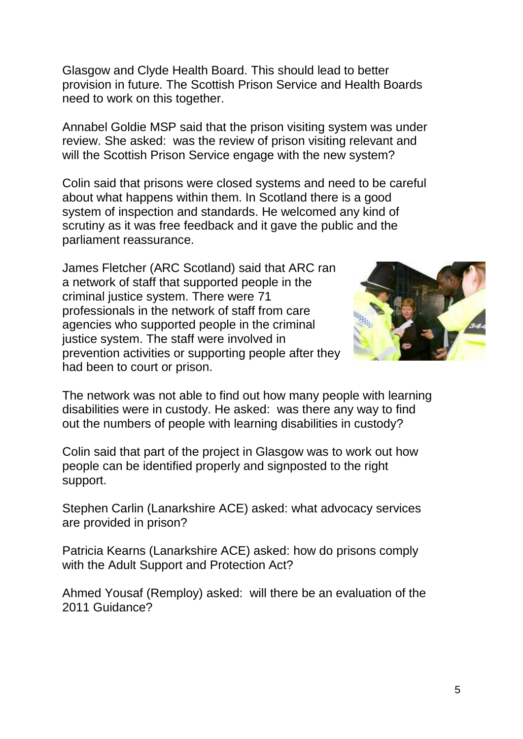Glasgow and Clyde Health Board. This should lead to better provision in future. The Scottish Prison Service and Health Boards need to work on this together.

Annabel Goldie MSP said that the prison visiting system was under review. She asked: was the review of prison visiting relevant and will the Scottish Prison Service engage with the new system?

Colin said that prisons were closed systems and need to be careful about what happens within them. In Scotland there is a good system of inspection and standards. He welcomed any kind of scrutiny as it was free feedback and it gave the public and the parliament reassurance.

James Fletcher (ARC Scotland) said that ARC ran a network of staff that supported people in the criminal justice system. There were 71 professionals in the network of staff from care agencies who supported people in the criminal justice system. The staff were involved in prevention activities or supporting people after they had been to court or prison.

The network was not able to find out how many people with learning disabilities were in custody. He asked: was there any way to find out the numbers of people with learning disabilities in custody?

Colin said that part of the project in Glasgow was to work out how people can be identified properly and signposted to the right support.

Stephen Carlin (Lanarkshire ACE) asked: what advocacy services are provided in prison?

Patricia Kearns (Lanarkshire ACE) asked: how do prisons comply with the Adult Support and Protection Act?

Ahmed Yousaf (Remploy) asked: will there be an evaluation of the 2011 Guidance?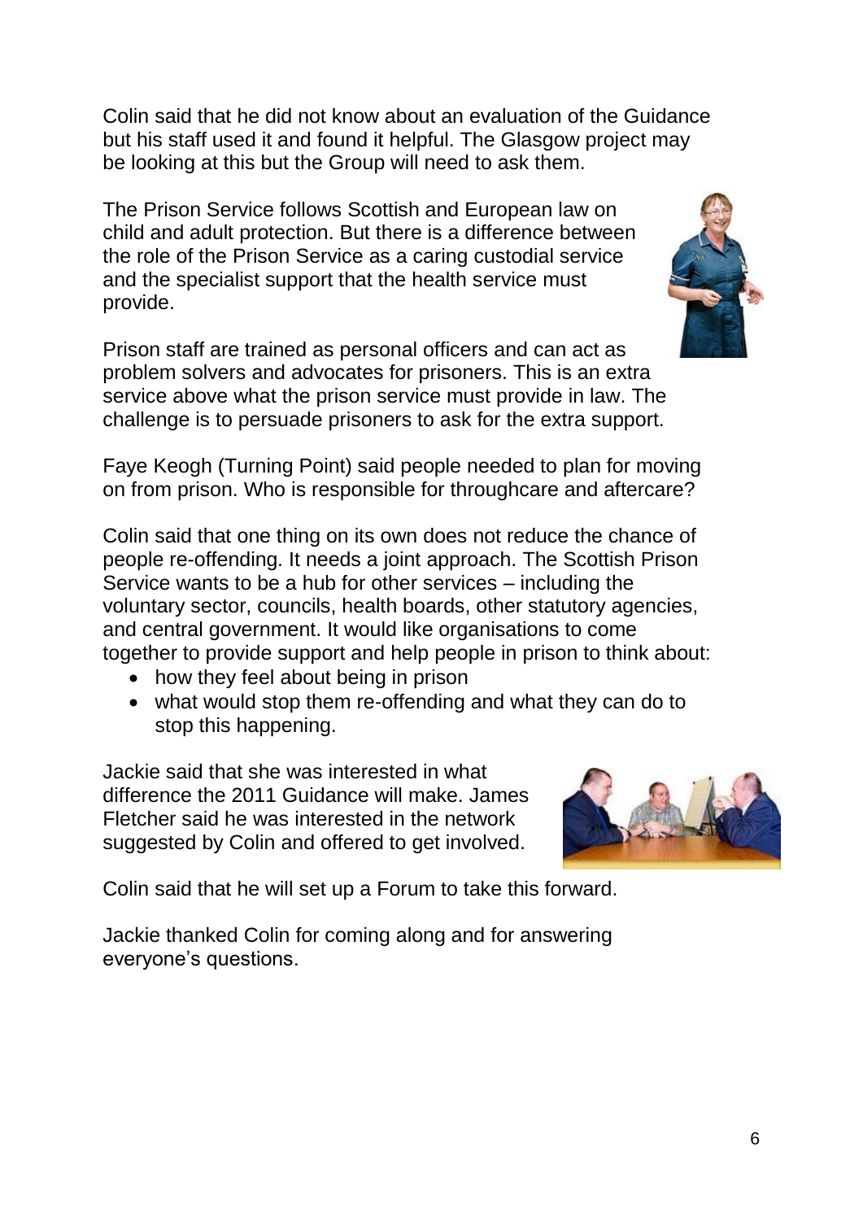Colin said that he did not know about an evaluation of the Guidance but his staff used it and found it helpful. The Glasgow project may be looking at this but the Group will need to ask them.

The Prison Service follows Scottish and European law on child and adult protection. But there is a difference between the role of the Prison Service as a caring custodial service and the specialist support that the health service must provide.

Prison staff are trained as personal officers and can act as problem solvers and advocates for prisoners. This is an extra service above what the prison service must provide in law. The challenge is to persuade prisoners to ask for the extra support.

Faye Keogh (Turning Point) said people needed to plan for moving on from prison. Who is responsible for throughcare and aftercare?

Colin said that one thing on its own does not reduce the chance of people re-offending. It needs a joint approach. The Scottish Prison Service wants to be a hub for other services – including the voluntary sector, councils, health boards, other statutory agencies, and central government. It would like organisations to come together to provide support and help people in prison to think about:

- how they feel about being in prison
- what would stop them re-offending and what they can do to stop this happening.

Jackie said that she was interested in what difference the 2011 Guidance will make. James Fletcher said he was interested in the network suggested by Colin and offered to get involved.

Colin said that he will set up a Forum to take this forward.

Jackie thanked Colin for coming along and for answering everyone's questions.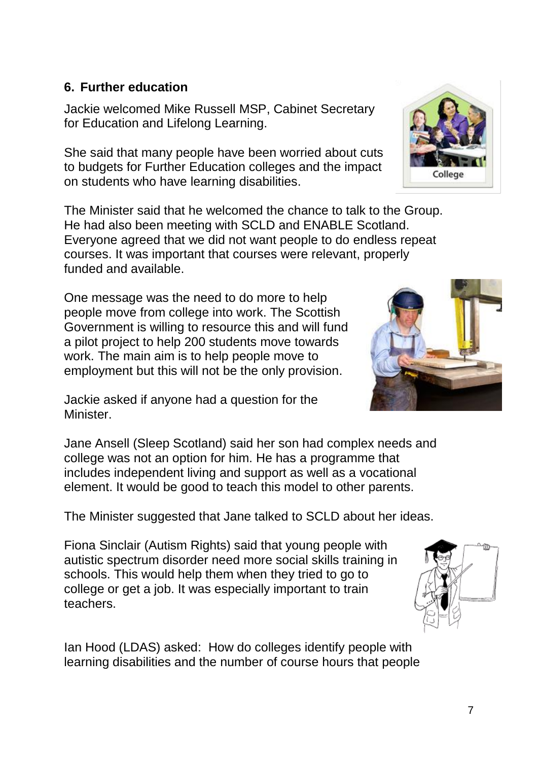## 6. Further education

Jackie welcomed Mike Russell MSP, Cabinet Secretary for Education and Lifelong Learning.

She said that many people have been worried about cuts to budgets for Further Education colleges and the impact on students who have learning disabilities.

The Minister said that he welcomed the chance to talk to the Group. He had also been meeting with SCLD and ENABLE Scotland. Everyone agreed that we did not want people to do endless repeat courses. It was important that courses were relevant, properly funded and available.

One message was the need to do more to help people move from college into work. The Scottish Government is willing to resource this and will fund a pilot project to help 200 students move towards work. The main aim is to help people move to employment but this will not be the only provision.

Jackie asked if anyone had a question for the Minister.

Jane Ansell (Sleep Scotland) said her son had complex needs and college was not an option for him. He has a programme that includes independent living and support as well as a vocational element. It would be good to teach this model to other parents.

The Minister suggested that Jane talked to SCLD about her ideas.

Fiona Sinclair (Autism Rights) said that young people with autistic spectrum disorder need more social skills training in schools. This would help them when they tried to go to college or get a job. It was especially important to train teachers.

Ian Hood (LDAS) asked: How do colleges identify people with learning disabilities and the number of course hours that people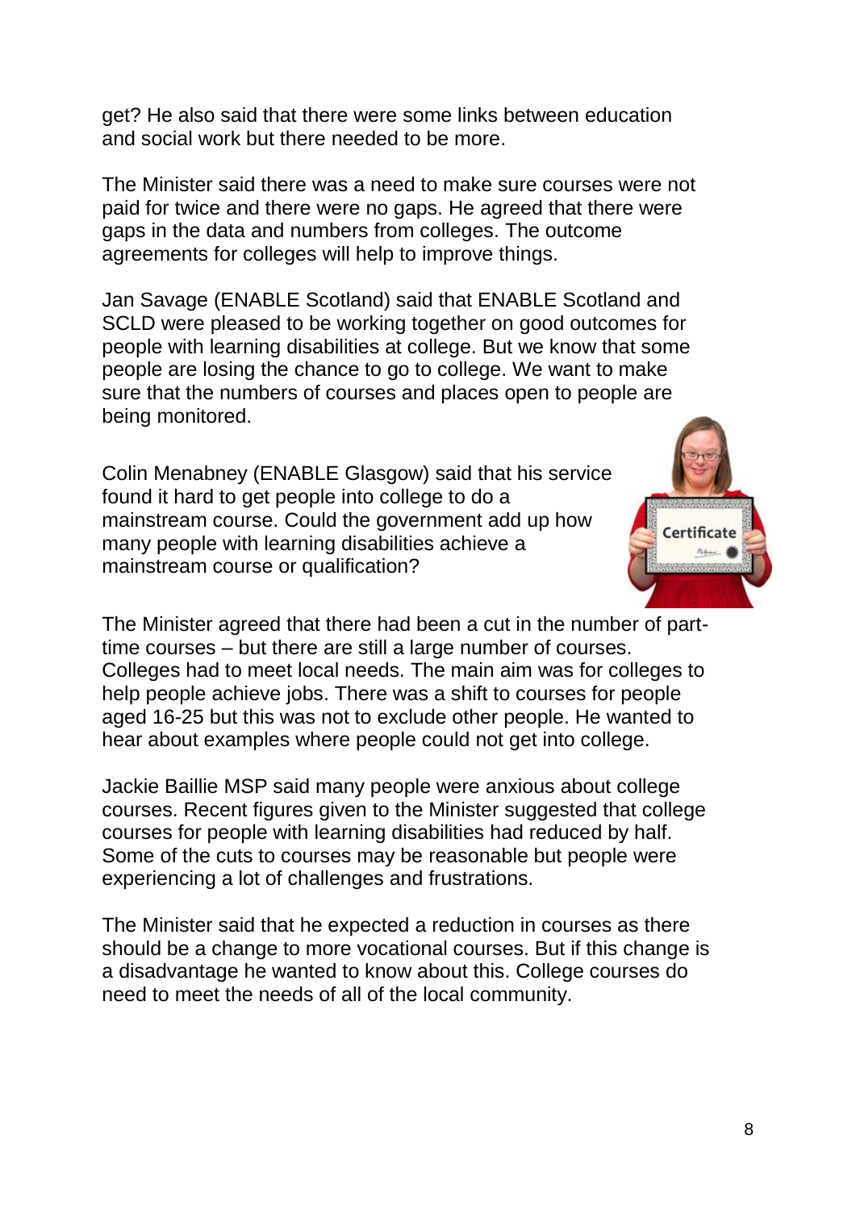get? He also said that there were some links between education and social work but there needed to be more.

The Minister said there was a need to make sure courses were not paid for twice and there were no gaps. He agreed that there were gaps in the data and numbers from colleges. The outcome agreements for colleges will help to improve things.

Jan Savage (ENABLE Scotland) said that ENABLE Scotland and SCLD were pleased to be working together on good outcomes for people with learning disabilities at college. But we know that some people are losing the chance to go to college. We want to make sure that the numbers of courses and places open to people are being monitored.

Colin Menabney (ENABLE Glasgow) said that his service found it hard to get people into college to do a mainstream course. Could the government add up how many people with learning disabilities achieve a mainstream course or qualification?

The Minister agreed that there had been a cut in the number of part-time courses – but there are still a large number of courses. Colleges had to meet local needs. The main aim was for colleges to help people achieve jobs. There was a shift to courses for people aged 16-25 but this was not to exclude other people. He wanted to hear about examples where people could not get into college.

Jackie Baillie MSP said many people were anxious about college courses. Recent figures given to the Minister suggested that college courses for people with learning disabilities had reduced by half. Some of the cuts to courses may be reasonable but people were experiencing a lot of challenges and frustrations.

The Minister said that he expected a reduction in courses as there should be a change to more vocational courses. But if this change is a disadvantage he wanted to know about this. College courses do need to meet the needs of all of the local community.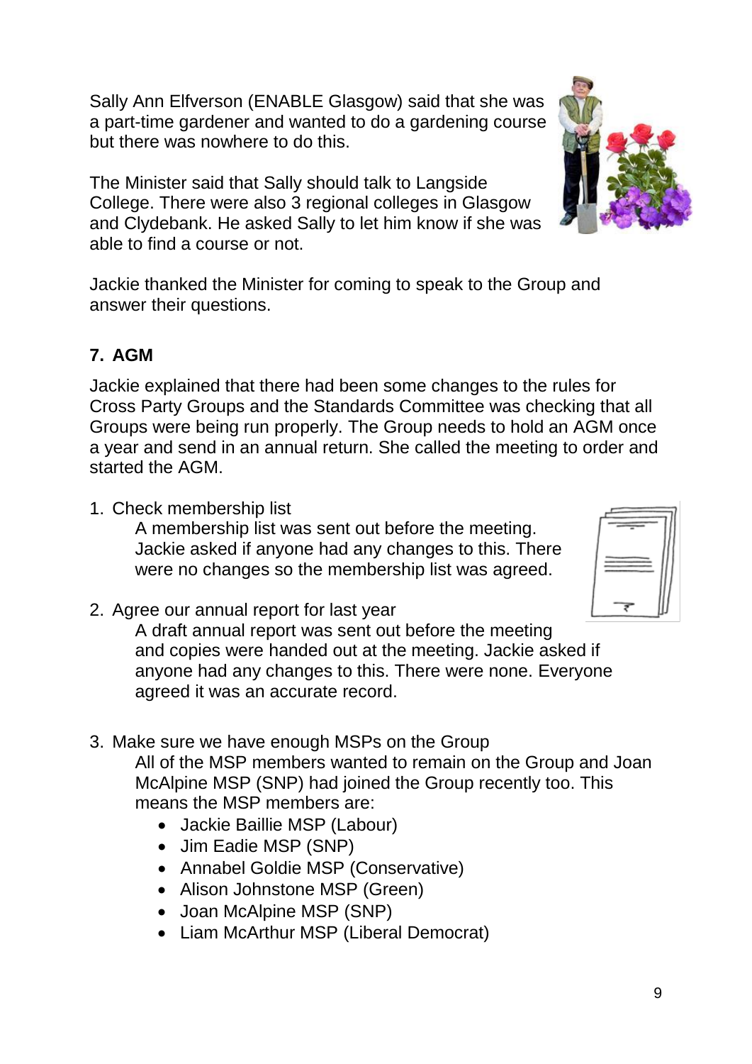Sally Ann Elfverson (ENABLE Glasgow) said that she was a part-time gardener and wanted to do a gardening course but there was nowhere to do this.

The Minister said that Sally should talk to Langside College. There were also 3 regional colleges in Glasgow and Clydebank. He asked Sally to let him know if she was able to find a course or not.

Jackie thanked the Minister for coming to speak to the Group and answer their questions.

## 7. AGM

Jackie explained that there had been some changes to the rules for Cross Party Groups and the Standards Committee was checking that all Groups were being run properly. The Group needs to hold an AGM once a year and send in an annual return. She called the meeting to order and started the AGM.

1. Check membership list
   A membership list was sent out before the meeting. Jackie asked if anyone had any changes to this. There were no changes so the membership list was agreed.

2. Agree our annual report for last year
   A draft annual report was sent out before the meeting and copies were handed out at the meeting. Jackie asked if anyone had any changes to this. There were none. Everyone agreed it was an accurate record.

3. Make sure we have enough MSPs on the Group
   All of the MSP members wanted to remain on the Group and Joan McAlpine MSP (SNP) had joined the Group recently too. This means the MSP members are:
   - Jackie Baillie MSP (Labour)
   - Jim Eadie MSP (SNP)
   - Annabel Goldie MSP (Conservative)
   - Alison Johnstone MSP (Green)
   - Joan McAlpine MSP (SNP)
   - Liam McArthur MSP (Liberal Democrat)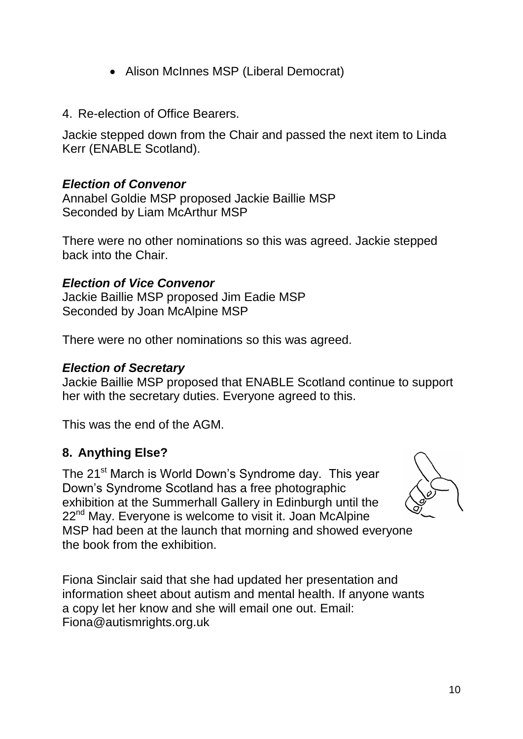- Alison McInnes MSP (Liberal Democrat)

4. Re-election of Office Bearers.

Jackie stepped down from the Chair and passed the next item to Linda Kerr (ENABLE Scotland).

***Election of Convenor***

Annabel Goldie MSP proposed Jackie Baillie MSP
Seconded by Liam McArthur MSP

There were no other nominations so this was agreed. Jackie stepped back into the Chair.

***Election of Vice Convenor***

Jackie Baillie MSP proposed Jim Eadie MSP
Seconded by Joan McAlpine MSP

There were no other nominations so this was agreed.

***Election of Secretary***

Jackie Baillie MSP proposed that ENABLE Scotland continue to support her with the secretary duties. Everyone agreed to this.

This was the end of the AGM.

## 8. Anything Else?

The 21st March is World Down's Syndrome day. This year Down's Syndrome Scotland has a free photographic exhibition at the Summerhall Gallery in Edinburgh until the 22nd May. Everyone is welcome to visit it. Joan McAlpine MSP had been at the launch that morning and showed everyone the book from the exhibition.

Fiona Sinclair said that she had updated her presentation and information sheet about autism and mental health. If anyone wants a copy let her know and she will email one out. Email: Fiona@autismrights.org.uk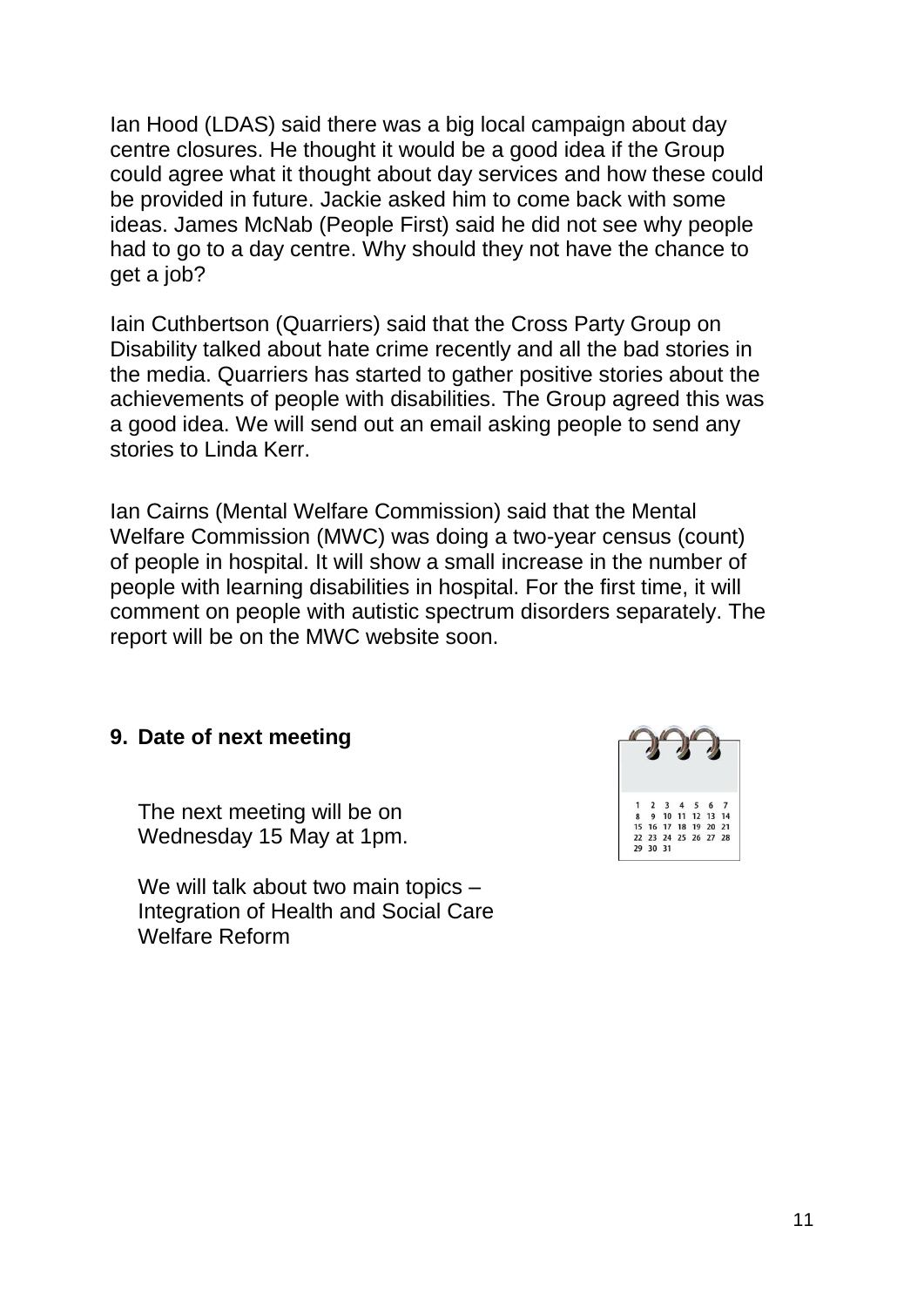Ian Hood (LDAS) said there was a big local campaign about day centre closures. He thought it would be a good idea if the Group could agree what it thought about day services and how these could be provided in future. Jackie asked him to come back with some ideas. James McNab (People First) said he did not see why people had to go to a day centre. Why should they not have the chance to get a job?

Iain Cuthbertson (Quarriers) said that the Cross Party Group on Disability talked about hate crime recently and all the bad stories in the media. Quarriers has started to gather positive stories about the achievements of people with disabilities. The Group agreed this was a good idea. We will send out an email asking people to send any stories to Linda Kerr.

Ian Cairns (Mental Welfare Commission) said that the Mental Welfare Commission (MWC) was doing a two-year census (count) of people in hospital. It will show a small increase in the number of people with learning disabilities in hospital. For the first time, it will comment on people with autistic spectrum disorders separately. The report will be on the MWC website soon.

## 9. Date of next meeting

The next meeting will be on Wednesday 15 May at 1pm.

We will talk about two main topics –
Integration of Health and Social Care
Welfare Reform